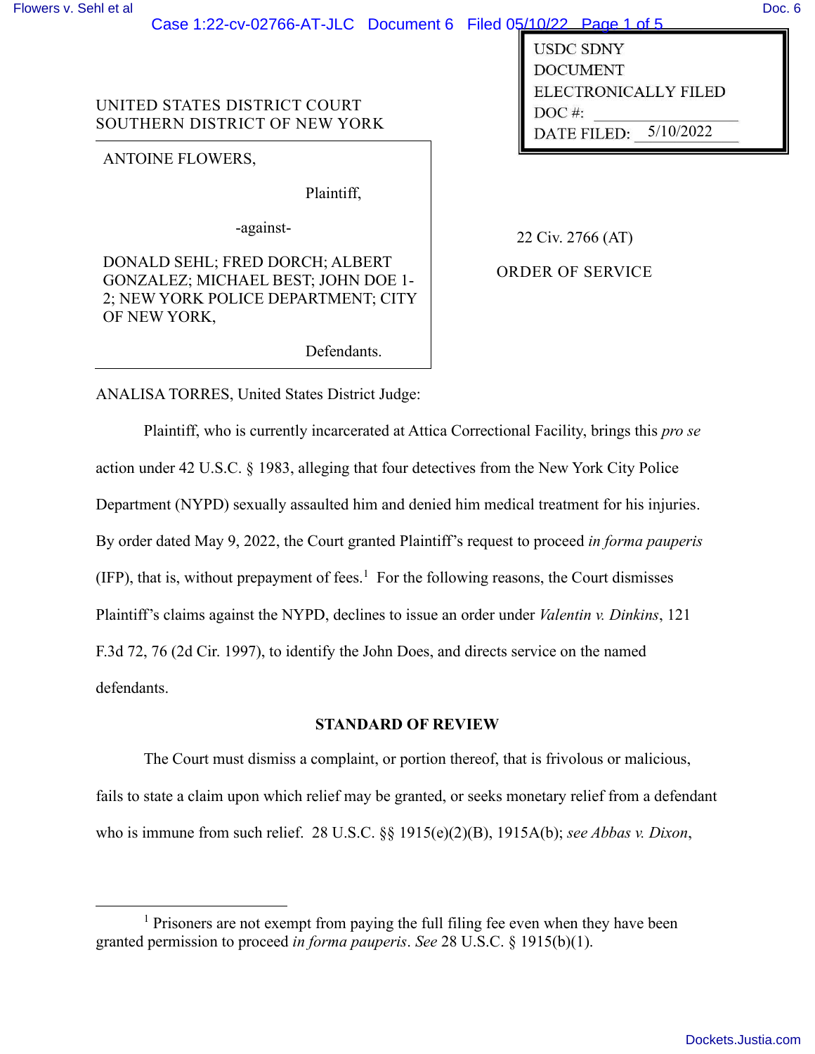USDC SDNY
DOCUMENT
ELECTRONICALLY FILED
DOC #:
DATE FILED: 5/10/2022

UNITED STATES DISTRICT COURT
SOUTHERN DISTRICT OF NEW YORK

ANTOINE FLOWERS,

Plaintiff,

-against-

DONALD SEHL; FRED DORCH; ALBERT GONZALEZ; MICHAEL BEST; JOHN DOE 1-2; NEW YORK POLICE DEPARTMENT; CITY OF NEW YORK,

Defendants.

22 Civ. 2766 (AT)

ORDER OF SERVICE

ANALISA TORRES, United States District Judge:

Plaintiff, who is currently incarcerated at Attica Correctional Facility, brings this *pro se* action under 42 U.S.C. § 1983, alleging that four detectives from the New York City Police Department (NYPD) sexually assaulted him and denied him medical treatment for his injuries. By order dated May 9, 2022, the Court granted Plaintiff's request to proceed *in forma pauperis* (IFP), that is, without prepayment of fees.[1] For the following reasons, the Court dismisses Plaintiff's claims against the NYPD, declines to issue an order under *Valentin v. Dinkins*, 121 F.3d 72, 76 (2d Cir. 1997), to identify the John Does, and directs service on the named defendants.

## STANDARD OF REVIEW

The Court must dismiss a complaint, or portion thereof, that is frivolous or malicious, fails to state a claim upon which relief may be granted, or seeks monetary relief from a defendant who is immune from such relief. 28 U.S.C. §§ 1915(e)(2)(B), 1915A(b); *see Abbas v. Dixon*,

[1] Prisoners are not exempt from paying the full filing fee even when they have been granted permission to proceed *in forma pauperis*. *See* 28 U.S.C. § 1915(b)(1).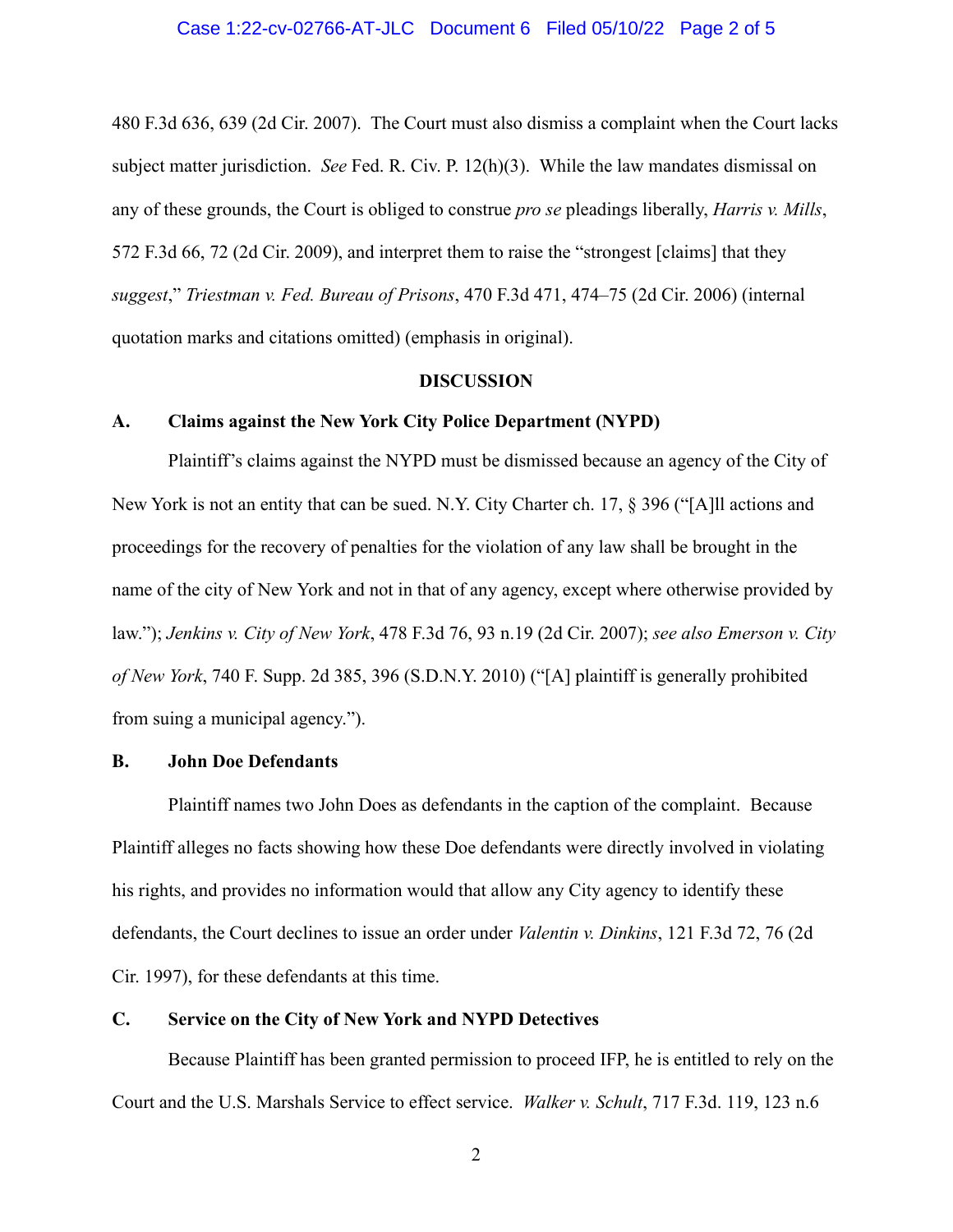480 F.3d 636, 639 (2d Cir. 2007). The Court must also dismiss a complaint when the Court lacks subject matter jurisdiction. *See* Fed. R. Civ. P. 12(h)(3). While the law mandates dismissal on any of these grounds, the Court is obliged to construe *pro se* pleadings liberally, *Harris v. Mills*, 572 F.3d 66, 72 (2d Cir. 2009), and interpret them to raise the "strongest [claims] that they *suggest*," *Triestman v. Fed. Bureau of Prisons*, 470 F.3d 471, 474–75 (2d Cir. 2006) (internal quotation marks and citations omitted) (emphasis in original).

## DISCUSSION

### A. Claims against the New York City Police Department (NYPD)

Plaintiff's claims against the NYPD must be dismissed because an agency of the City of New York is not an entity that can be sued. N.Y. City Charter ch. 17, § 396 ("[A]ll actions and proceedings for the recovery of penalties for the violation of any law shall be brought in the name of the city of New York and not in that of any agency, except where otherwise provided by law."); *Jenkins v. City of New York*, 478 F.3d 76, 93 n.19 (2d Cir. 2007); *see also Emerson v. City of New York*, 740 F. Supp. 2d 385, 396 (S.D.N.Y. 2010) ("[A] plaintiff is generally prohibited from suing a municipal agency.").

### B. John Doe Defendants

Plaintiff names two John Does as defendants in the caption of the complaint. Because Plaintiff alleges no facts showing how these Doe defendants were directly involved in violating his rights, and provides no information would that allow any City agency to identify these defendants, the Court declines to issue an order under *Valentin v. Dinkins*, 121 F.3d 72, 76 (2d Cir. 1997), for these defendants at this time.

### C. Service on the City of New York and NYPD Detectives

Because Plaintiff has been granted permission to proceed IFP, he is entitled to rely on the Court and the U.S. Marshals Service to effect service. *Walker v. Schult*, 717 F.3d. 119, 123 n.6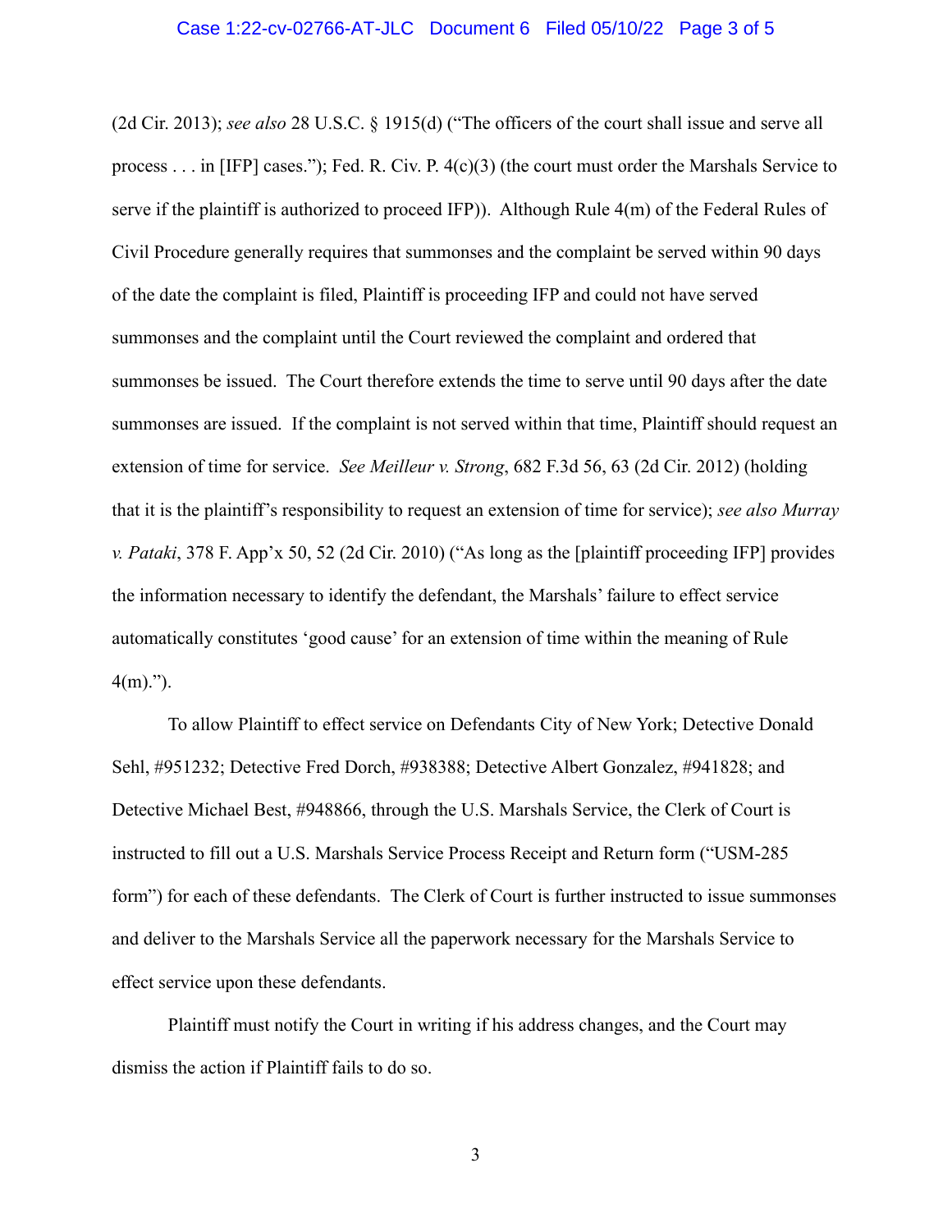(2d Cir. 2013); *see also* 28 U.S.C. § 1915(d) ("The officers of the court shall issue and serve all process . . . in [IFP] cases."); Fed. R. Civ. P. 4(c)(3) (the court must order the Marshals Service to serve if the plaintiff is authorized to proceed IFP)). Although Rule 4(m) of the Federal Rules of Civil Procedure generally requires that summonses and the complaint be served within 90 days of the date the complaint is filed, Plaintiff is proceeding IFP and could not have served summonses and the complaint until the Court reviewed the complaint and ordered that summonses be issued. The Court therefore extends the time to serve until 90 days after the date summonses are issued. If the complaint is not served within that time, Plaintiff should request an extension of time for service. *See Meilleur v. Strong*, 682 F.3d 56, 63 (2d Cir. 2012) (holding that it is the plaintiff's responsibility to request an extension of time for service); *see also Murray v. Pataki*, 378 F. App'x 50, 52 (2d Cir. 2010) ("As long as the [plaintiff proceeding IFP] provides the information necessary to identify the defendant, the Marshals' failure to effect service automatically constitutes 'good cause' for an extension of time within the meaning of Rule 4(m).").

To allow Plaintiff to effect service on Defendants City of New York; Detective Donald Sehl, #951232; Detective Fred Dorch, #938388; Detective Albert Gonzalez, #941828; and Detective Michael Best, #948866, through the U.S. Marshals Service, the Clerk of Court is instructed to fill out a U.S. Marshals Service Process Receipt and Return form ("USM-285 form") for each of these defendants. The Clerk of Court is further instructed to issue summonses and deliver to the Marshals Service all the paperwork necessary for the Marshals Service to effect service upon these defendants.

Plaintiff must notify the Court in writing if his address changes, and the Court may dismiss the action if Plaintiff fails to do so.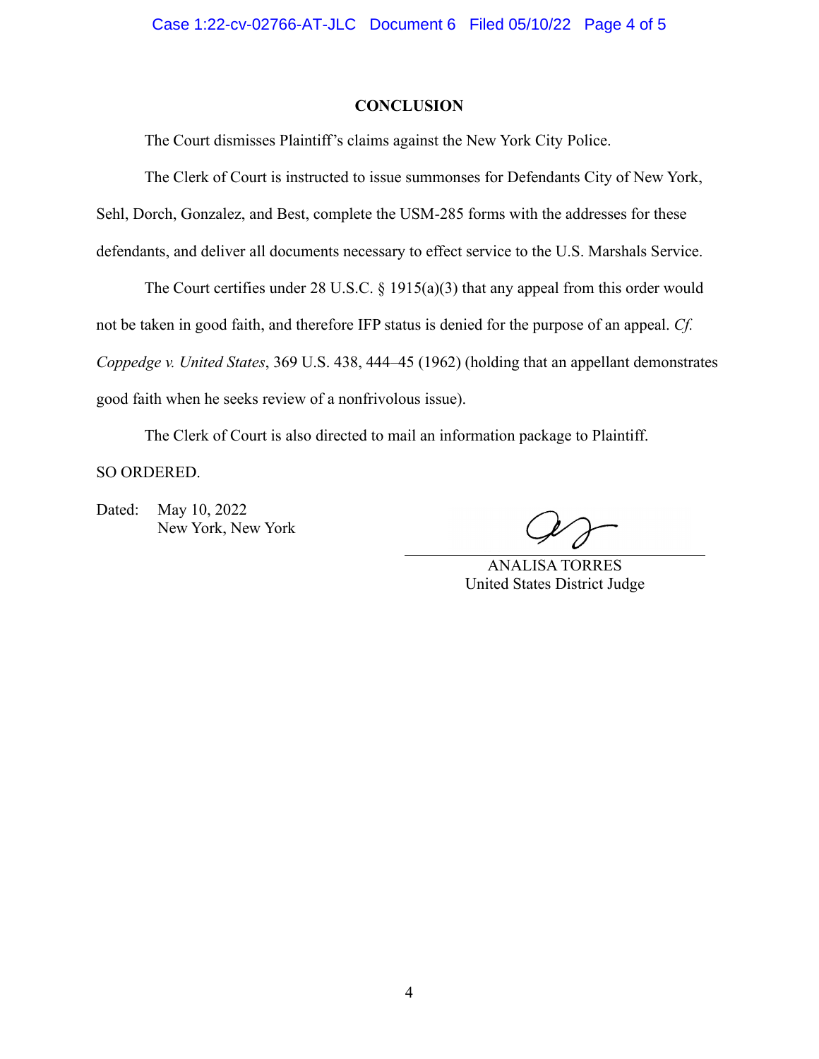## CONCLUSION

The Court dismisses Plaintiff's claims against the New York City Police.

The Clerk of Court is instructed to issue summonses for Defendants City of New York, Sehl, Dorch, Gonzalez, and Best, complete the USM-285 forms with the addresses for these defendants, and deliver all documents necessary to effect service to the U.S. Marshals Service.

The Court certifies under 28 U.S.C. § 1915(a)(3) that any appeal from this order would not be taken in good faith, and therefore IFP status is denied for the purpose of an appeal. *Cf. Coppedge v. United States*, 369 U.S. 438, 444–45 (1962) (holding that an appellant demonstrates good faith when he seeks review of a nonfrivolous issue).

The Clerk of Court is also directed to mail an information package to Plaintiff.

SO ORDERED.

Dated: May 10, 2022
New York, New York

ANALISA TORRES
United States District Judge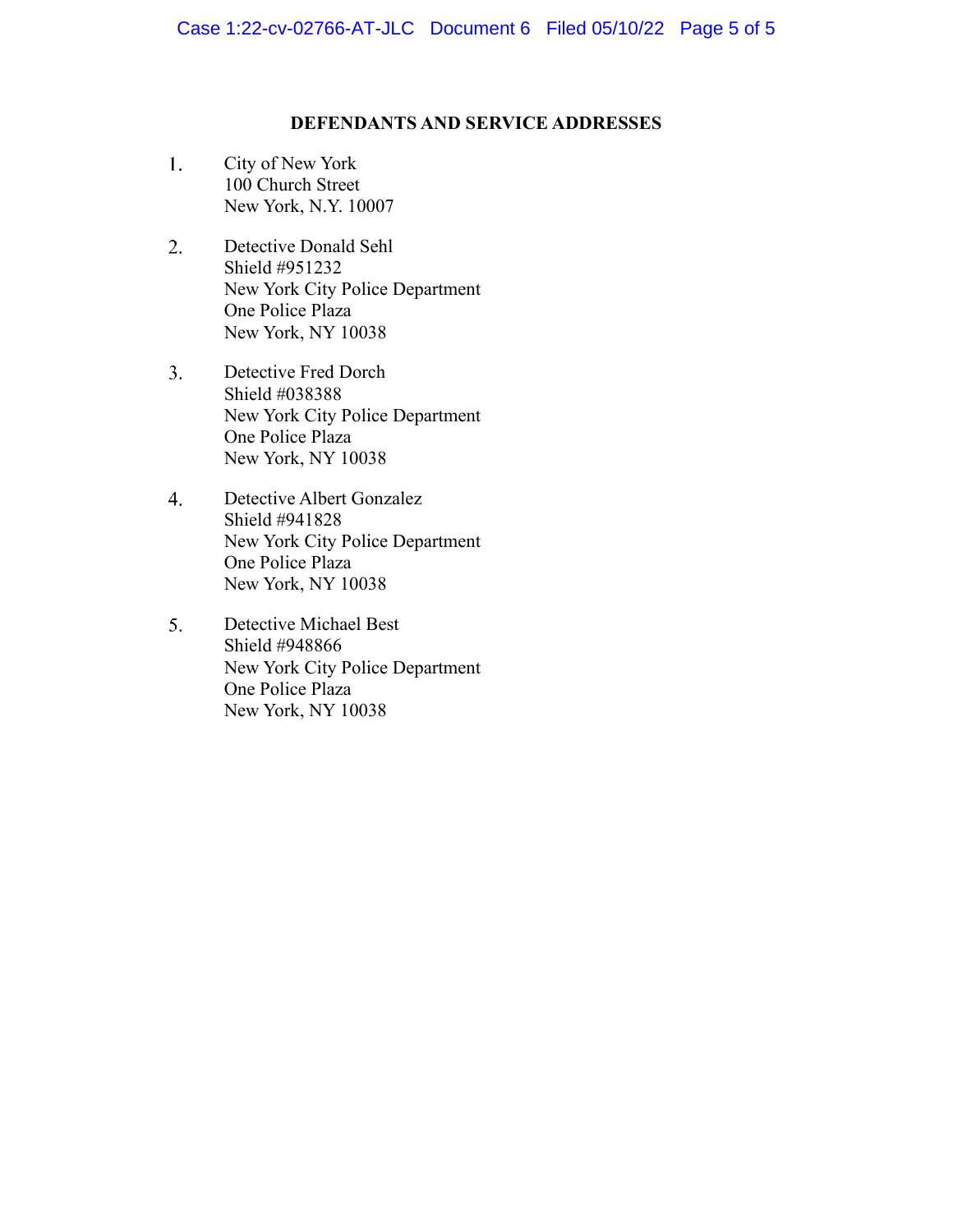**DEFENDANTS AND SERVICE ADDRESSES**

1. City of New York
   100 Church Street
   New York, N.Y. 10007

2. Detective Donald Sehl
   Shield #951232
   New York City Police Department
   One Police Plaza
   New York, NY 10038

3. Detective Fred Dorch
   Shield #038388
   New York City Police Department
   One Police Plaza
   New York, NY 10038

4. Detective Albert Gonzalez
   Shield #941828
   New York City Police Department
   One Police Plaza
   New York, NY 10038

5. Detective Michael Best
   Shield #948866
   New York City Police Department
   One Police Plaza
   New York, NY 10038